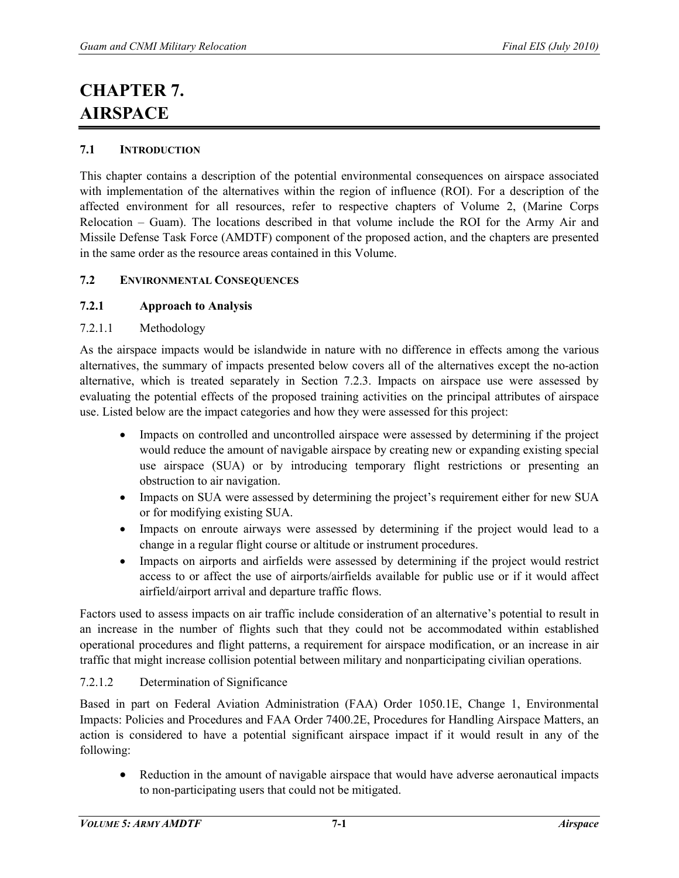# CHAPTER 7. AIRSPACE

## 7.1 INTRODUCTION

This chapter contains a description of the potential environmental consequences on airspace associated with implementation of the alternatives within the region of influence (ROI). For a description of the affected environment for all resources, refer to respective chapters of Volume 2, (Marine Corps Relocation – Guam). The locations described in that volume include the ROI for the Army Air and Missile Defense Task Force (AMDTF) component of the proposed action, and the chapters are presented in the same order as the resource areas contained in this Volume.

## 7.2 ENVIRONMENTAL CONSEQUENCES

### 7.2.1 Approach to Analysis

#### 7.2.1.1 Methodology

As the airspace impacts would be islandwide in nature with no difference in effects among the various alternatives, the summary of impacts presented below covers all of the alternatives except the no-action alternative, which is treated separately in Section 7.2.3. Impacts on airspace use were assessed by evaluating the potential effects of the proposed training activities on the principal attributes of airspace use. Listed below are the impact categories and how they were assessed for this project:

- Impacts on controlled and uncontrolled airspace were assessed by determining if the project would reduce the amount of navigable airspace by creating new or expanding existing special use airspace (SUA) or by introducing temporary flight restrictions or presenting an obstruction to air navigation.
- Impacts on SUA were assessed by determining the project's requirement either for new SUA or for modifying existing SUA.
- Impacts on enroute airways were assessed by determining if the project would lead to a change in a regular flight course or altitude or instrument procedures.
- Impacts on airports and airfields were assessed by determining if the project would restrict access to or affect the use of airports/airfields available for public use or if it would affect airfield/airport arrival and departure traffic flows.

Factors used to assess impacts on air traffic include consideration of an alternative's potential to result in an increase in the number of flights such that they could not be accommodated within established operational procedures and flight patterns, a requirement for airspace modification, or an increase in air traffic that might increase collision potential between military and nonparticipating civilian operations.

#### 7.2.1.2 Determination of Significance

Based in part on Federal Aviation Administration (FAA) Order 1050.1E, Change 1, Environmental Impacts: Policies and Procedures and FAA Order 7400.2E, Procedures for Handling Airspace Matters, an action is considered to have a potential significant airspace impact if it would result in any of the following:

- Reduction in the amount of navigable airspace that would have adverse aeronautical impacts to non-participating users that could not be mitigated.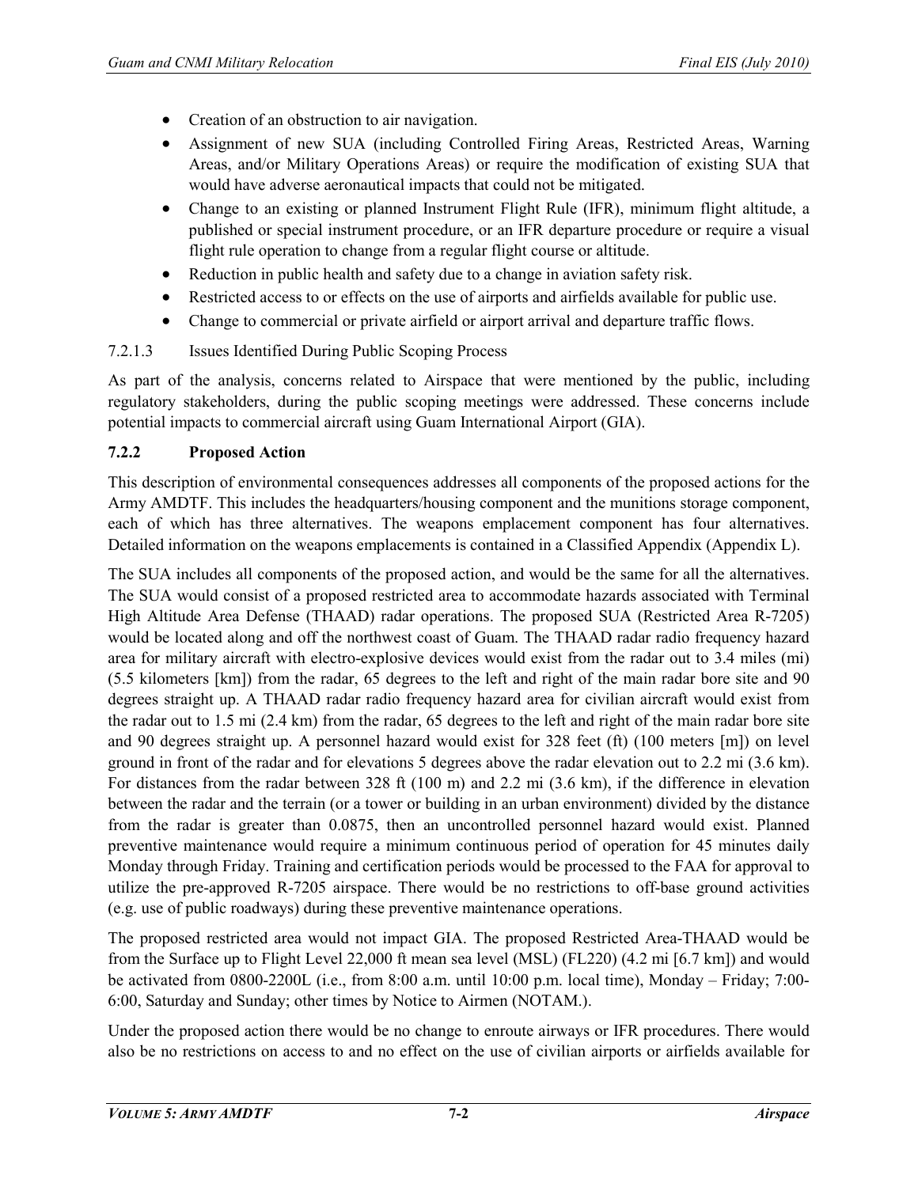- Creation of an obstruction to air navigation.
- Assignment of new SUA (including Controlled Firing Areas, Restricted Areas, Warning Areas, and/or Military Operations Areas) or require the modification of existing SUA that would have adverse aeronautical impacts that could not be mitigated.
- Change to an existing or planned Instrument Flight Rule (IFR), minimum flight altitude, a published or special instrument procedure, or an IFR departure procedure or require a visual flight rule operation to change from a regular flight course or altitude.
- Reduction in public health and safety due to a change in aviation safety risk.
- Restricted access to or effects on the use of airports and airfields available for public use.
- Change to commercial or private airfield or airport arrival and departure traffic flows.

7.2.1.3 Issues Identified During Public Scoping Process

As part of the analysis, concerns related to Airspace that were mentioned by the public, including regulatory stakeholders, during the public scoping meetings were addressed. These concerns include potential impacts to commercial aircraft using Guam International Airport (GIA).

### 7.2.2 Proposed Action

This description of environmental consequences addresses all components of the proposed actions for the Army AMDTF. This includes the headquarters/housing component and the munitions storage component, each of which has three alternatives. The weapons emplacement component has four alternatives. Detailed information on the weapons emplacements is contained in a Classified Appendix (Appendix L).

The SUA includes all components of the proposed action, and would be the same for all the alternatives. The SUA would consist of a proposed restricted area to accommodate hazards associated with Terminal High Altitude Area Defense (THAAD) radar operations. The proposed SUA (Restricted Area R-7205) would be located along and off the northwest coast of Guam. The THAAD radar radio frequency hazard area for military aircraft with electro-explosive devices would exist from the radar out to 3.4 miles (mi) (5.5 kilometers [km]) from the radar, 65 degrees to the left and right of the main radar bore site and 90 degrees straight up. A THAAD radar radio frequency hazard area for civilian aircraft would exist from the radar out to 1.5 mi (2.4 km) from the radar, 65 degrees to the left and right of the main radar bore site and 90 degrees straight up. A personnel hazard would exist for 328 feet (ft) (100 meters [m]) on level ground in front of the radar and for elevations 5 degrees above the radar elevation out to 2.2 mi (3.6 km). For distances from the radar between 328 ft (100 m) and 2.2 mi (3.6 km), if the difference in elevation between the radar and the terrain (or a tower or building in an urban environment) divided by the distance from the radar is greater than 0.0875, then an uncontrolled personnel hazard would exist. Planned preventive maintenance would require a minimum continuous period of operation for 45 minutes daily Monday through Friday. Training and certification periods would be processed to the FAA for approval to utilize the pre-approved R-7205 airspace. There would be no restrictions to off-base ground activities (e.g. use of public roadways) during these preventive maintenance operations.

The proposed restricted area would not impact GIA. The proposed Restricted Area-THAAD would be from the Surface up to Flight Level 22,000 ft mean sea level (MSL) (FL220) (4.2 mi [6.7 km]) and would be activated from 0800-2200L (i.e., from 8:00 a.m. until 10:00 p.m. local time), Monday – Friday; 7:00-6:00, Saturday and Sunday; other times by Notice to Airmen (NOTAM.).

Under the proposed action there would be no change to enroute airways or IFR procedures. There would also be no restrictions on access to and no effect on the use of civilian airports or airfields available for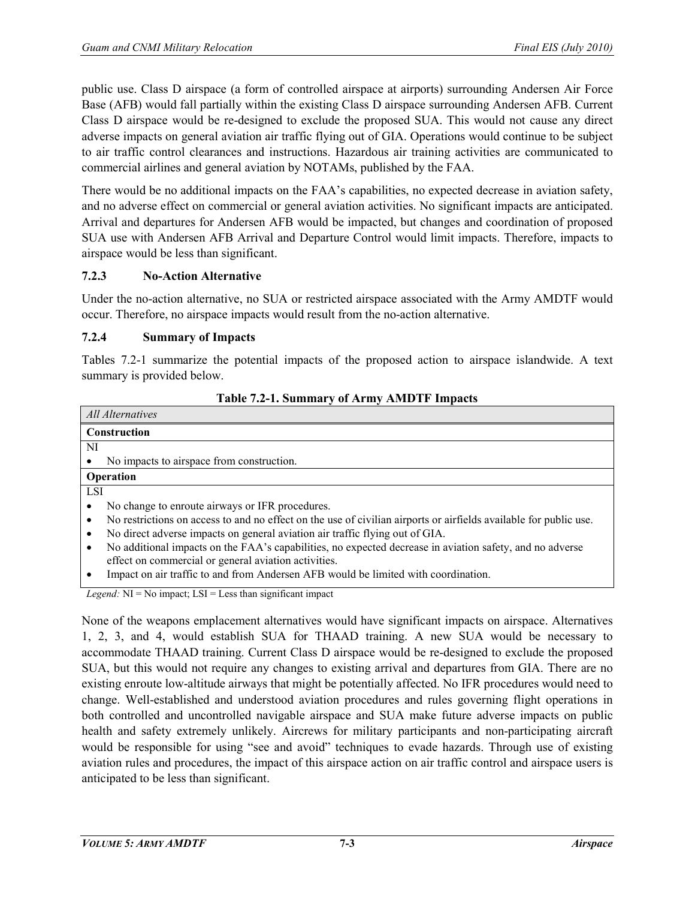public use. Class D airspace (a form of controlled airspace at airports) surrounding Andersen Air Force Base (AFB) would fall partially within the existing Class D airspace surrounding Andersen AFB. Current Class D airspace would be re-designed to exclude the proposed SUA. This would not cause any direct adverse impacts on general aviation air traffic flying out of GIA. Operations would continue to be subject to air traffic control clearances and instructions. Hazardous air training activities are communicated to commercial airlines and general aviation by NOTAMs, published by the FAA.

There would be no additional impacts on the FAA's capabilities, no expected decrease in aviation safety, and no adverse effect on commercial or general aviation activities. No significant impacts are anticipated. Arrival and departures for Andersen AFB would be impacted, but changes and coordination of proposed SUA use with Andersen AFB Arrival and Departure Control would limit impacts. Therefore, impacts to airspace would be less than significant.

### 7.2.3 No-Action Alternative

Under the no-action alternative, no SUA or restricted airspace associated with the Army AMDTF would occur. Therefore, no airspace impacts would result from the no-action alternative.

### 7.2.4 Summary of Impacts

Tables 7.2-1 summarize the potential impacts of the proposed action to airspace islandwide. A text summary is provided below.

**Table 7.2-1. Summary of Army AMDTF Impacts**

| *All Alternatives* |
|---|
| **Construction** |
| NI<br>• No impacts to airspace from construction. |
| **Operation** |
| LSI<br>• No change to enroute airways or IFR procedures.<br>• No restrictions on access to and no effect on the use of civilian airports or airfields available for public use.<br>• No direct adverse impacts on general aviation air traffic flying out of GIA.<br>• No additional impacts on the FAA's capabilities, no expected decrease in aviation safety, and no adverse effect on commercial or general aviation activities.<br>• Impact on air traffic to and from Andersen AFB would be limited with coordination. |

*Legend:* NI = No impact; LSI = Less than significant impact

None of the weapons emplacement alternatives would have significant impacts on airspace. Alternatives 1, 2, 3, and 4, would establish SUA for THAAD training. A new SUA would be necessary to accommodate THAAD training. Current Class D airspace would be re-designed to exclude the proposed SUA, but this would not require any changes to existing arrival and departures from GIA. There are no existing enroute low-altitude airways that might be potentially affected. No IFR procedures would need to change. Well-established and understood aviation procedures and rules governing flight operations in both controlled and uncontrolled navigable airspace and SUA make future adverse impacts on public health and safety extremely unlikely. Aircrews for military participants and non-participating aircraft would be responsible for using "see and avoid" techniques to evade hazards. Through use of existing aviation rules and procedures, the impact of this airspace action on air traffic control and airspace users is anticipated to be less than significant.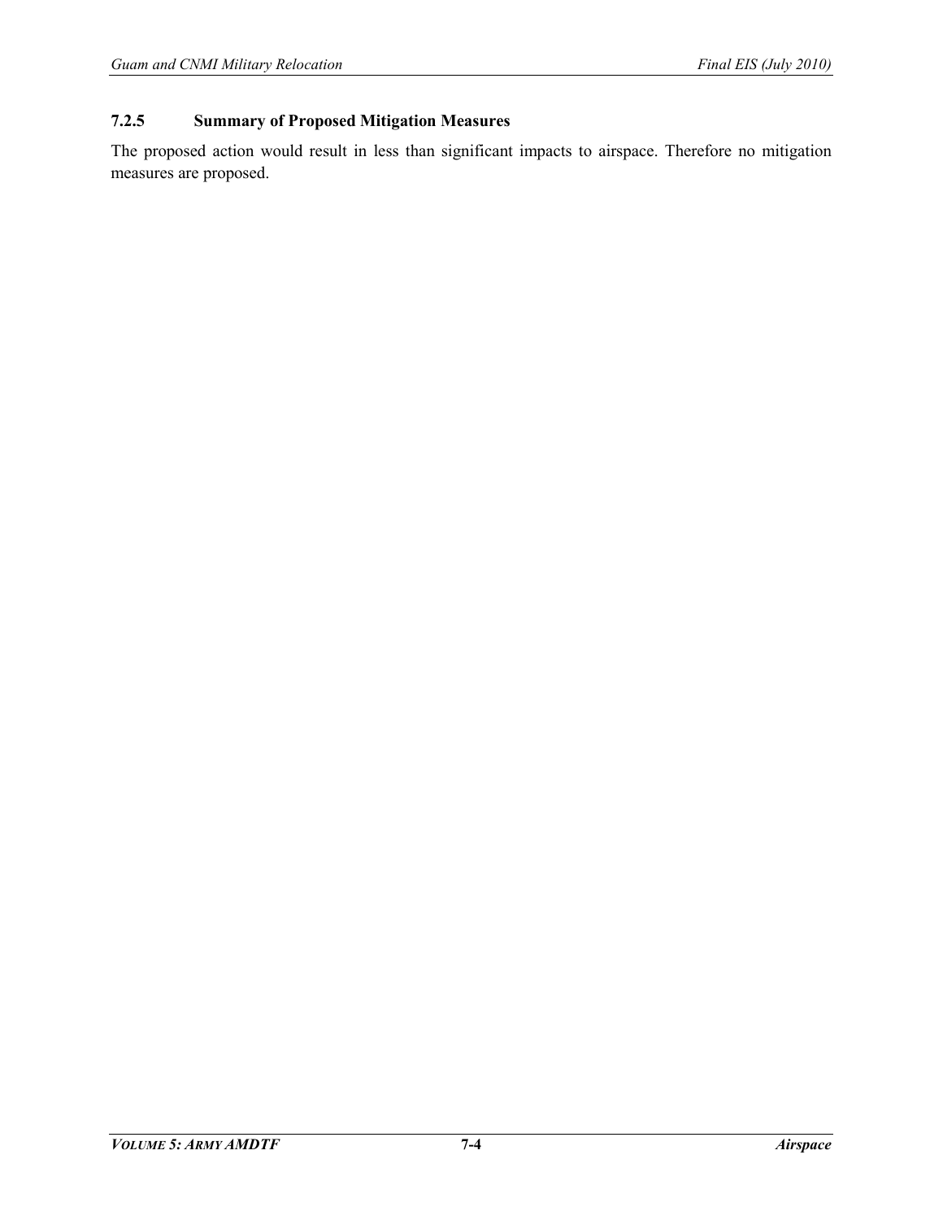### 7.2.5 Summary of Proposed Mitigation Measures

The proposed action would result in less than significant impacts to airspace. Therefore no mitigation measures are proposed.